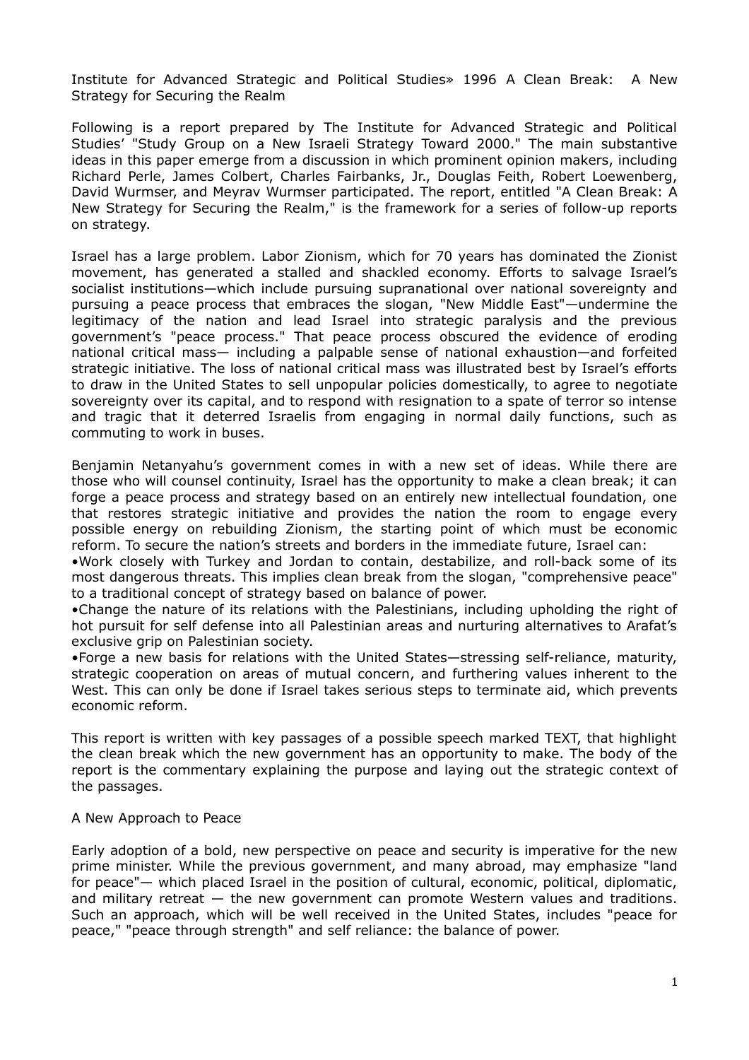Institute for Advanced Strategic and Political Studies» 1996 A Clean Break: A New Strategy for Securing the Realm

Following is a report prepared by The Institute for Advanced Strategic and Political Studies' "Study Group on a New Israeli Strategy Toward 2000." The main substantive ideas in this paper emerge from a discussion in which prominent opinion makers, including Richard Perle, James Colbert, Charles Fairbanks, Jr., Douglas Feith, Robert Loewenberg, David Wurmser, and Meyrav Wurmser participated. The report, entitled "A Clean Break: A New Strategy for Securing the Realm," is the framework for a series of follow-up reports on strategy.

Israel has a large problem. Labor Zionism, which for 70 years has dominated the Zionist movement, has generated a stalled and shackled economy. Efforts to salvage Israel's socialist institutions—which include pursuing supranational over national sovereignty and pursuing a peace process that embraces the slogan, "New Middle East"—undermine the legitimacy of the nation and lead Israel into strategic paralysis and the previous government's "peace process." That peace process obscured the evidence of eroding national critical mass— including a palpable sense of national exhaustion—and forfeited strategic initiative. The loss of national critical mass was illustrated best by Israel's efforts to draw in the United States to sell unpopular policies domestically, to agree to negotiate sovereignty over its capital, and to respond with resignation to a spate of terror so intense and tragic that it deterred Israelis from engaging in normal daily functions, such as commuting to work in buses.

Benjamin Netanyahu's government comes in with a new set of ideas. While there are those who will counsel continuity, Israel has the opportunity to make a clean break; it can forge a peace process and strategy based on an entirely new intellectual foundation, one that restores strategic initiative and provides the nation the room to engage every possible energy on rebuilding Zionism, the starting point of which must be economic reform. To secure the nation's streets and borders in the immediate future, Israel can:

- Work closely with Turkey and Jordan to contain, destabilize, and roll-back some of its most dangerous threats. This implies clean break from the slogan, "comprehensive peace" to a traditional concept of strategy based on balance of power.
- Change the nature of its relations with the Palestinians, including upholding the right of hot pursuit for self defense into all Palestinian areas and nurturing alternatives to Arafat's exclusive grip on Palestinian society.
- Forge a new basis for relations with the United States—stressing self-reliance, maturity, strategic cooperation on areas of mutual concern, and furthering values inherent to the West. This can only be done if Israel takes serious steps to terminate aid, which prevents economic reform.

This report is written with key passages of a possible speech marked TEXT, that highlight the clean break which the new government has an opportunity to make. The body of the report is the commentary explaining the purpose and laying out the strategic context of the passages.

## A New Approach to Peace

Early adoption of a bold, new perspective on peace and security is imperative for the new prime minister. While the previous government, and many abroad, may emphasize "land for peace"— which placed Israel in the position of cultural, economic, political, diplomatic, and military retreat — the new government can promote Western values and traditions. Such an approach, which will be well received in the United States, includes "peace for peace," "peace through strength" and self reliance: the balance of power.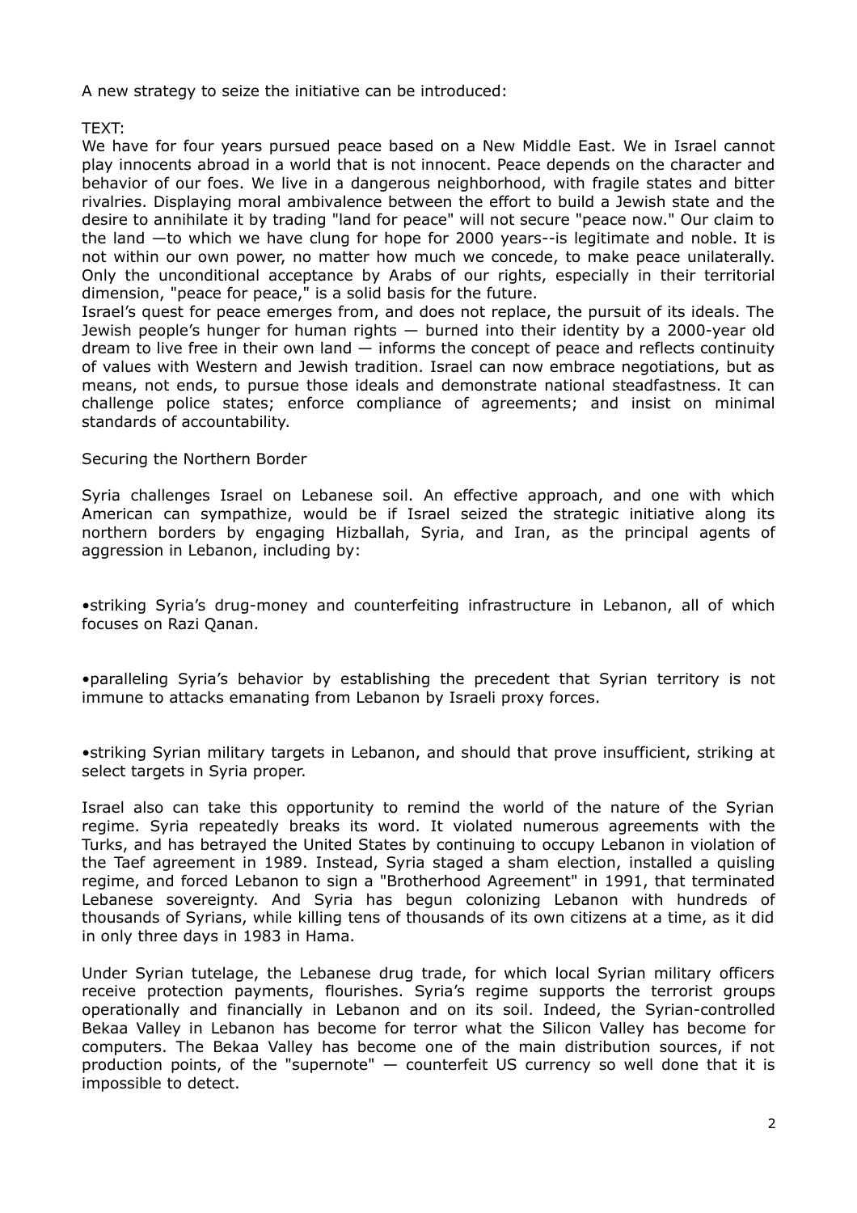A new strategy to seize the initiative can be introduced:

TEXT:

We have for four years pursued peace based on a New Middle East. We in Israel cannot play innocents abroad in a world that is not innocent. Peace depends on the character and behavior of our foes. We live in a dangerous neighborhood, with fragile states and bitter rivalries. Displaying moral ambivalence between the effort to build a Jewish state and the desire to annihilate it by trading "land for peace" will not secure "peace now." Our claim to the land —to which we have clung for hope for 2000 years--is legitimate and noble. It is not within our own power, no matter how much we concede, to make peace unilaterally. Only the unconditional acceptance by Arabs of our rights, especially in their territorial dimension, "peace for peace," is a solid basis for the future.

Israel's quest for peace emerges from, and does not replace, the pursuit of its ideals. The Jewish people's hunger for human rights — burned into their identity by a 2000-year old dream to live free in their own land — informs the concept of peace and reflects continuity of values with Western and Jewish tradition. Israel can now embrace negotiations, but as means, not ends, to pursue those ideals and demonstrate national steadfastness. It can challenge police states; enforce compliance of agreements; and insist on minimal standards of accountability.

## Securing the Northern Border

Syria challenges Israel on Lebanese soil. An effective approach, and one with which American can sympathize, would be if Israel seized the strategic initiative along its northern borders by engaging Hizballah, Syria, and Iran, as the principal agents of aggression in Lebanon, including by:

- striking Syria's drug-money and counterfeiting infrastructure in Lebanon, all of which focuses on Razi Qanan.

- paralleling Syria's behavior by establishing the precedent that Syrian territory is not immune to attacks emanating from Lebanon by Israeli proxy forces.

- striking Syrian military targets in Lebanon, and should that prove insufficient, striking at select targets in Syria proper.

Israel also can take this opportunity to remind the world of the nature of the Syrian regime. Syria repeatedly breaks its word. It violated numerous agreements with the Turks, and has betrayed the United States by continuing to occupy Lebanon in violation of the Taef agreement in 1989. Instead, Syria staged a sham election, installed a quisling regime, and forced Lebanon to sign a "Brotherhood Agreement" in 1991, that terminated Lebanese sovereignty. And Syria has begun colonizing Lebanon with hundreds of thousands of Syrians, while killing tens of thousands of its own citizens at a time, as it did in only three days in 1983 in Hama.

Under Syrian tutelage, the Lebanese drug trade, for which local Syrian military officers receive protection payments, flourishes. Syria's regime supports the terrorist groups operationally and financially in Lebanon and on its soil. Indeed, the Syrian-controlled Bekaa Valley in Lebanon has become for terror what the Silicon Valley has become for computers. The Bekaa Valley has become one of the main distribution sources, if not production points, of the "supernote" — counterfeit US currency so well done that it is impossible to detect.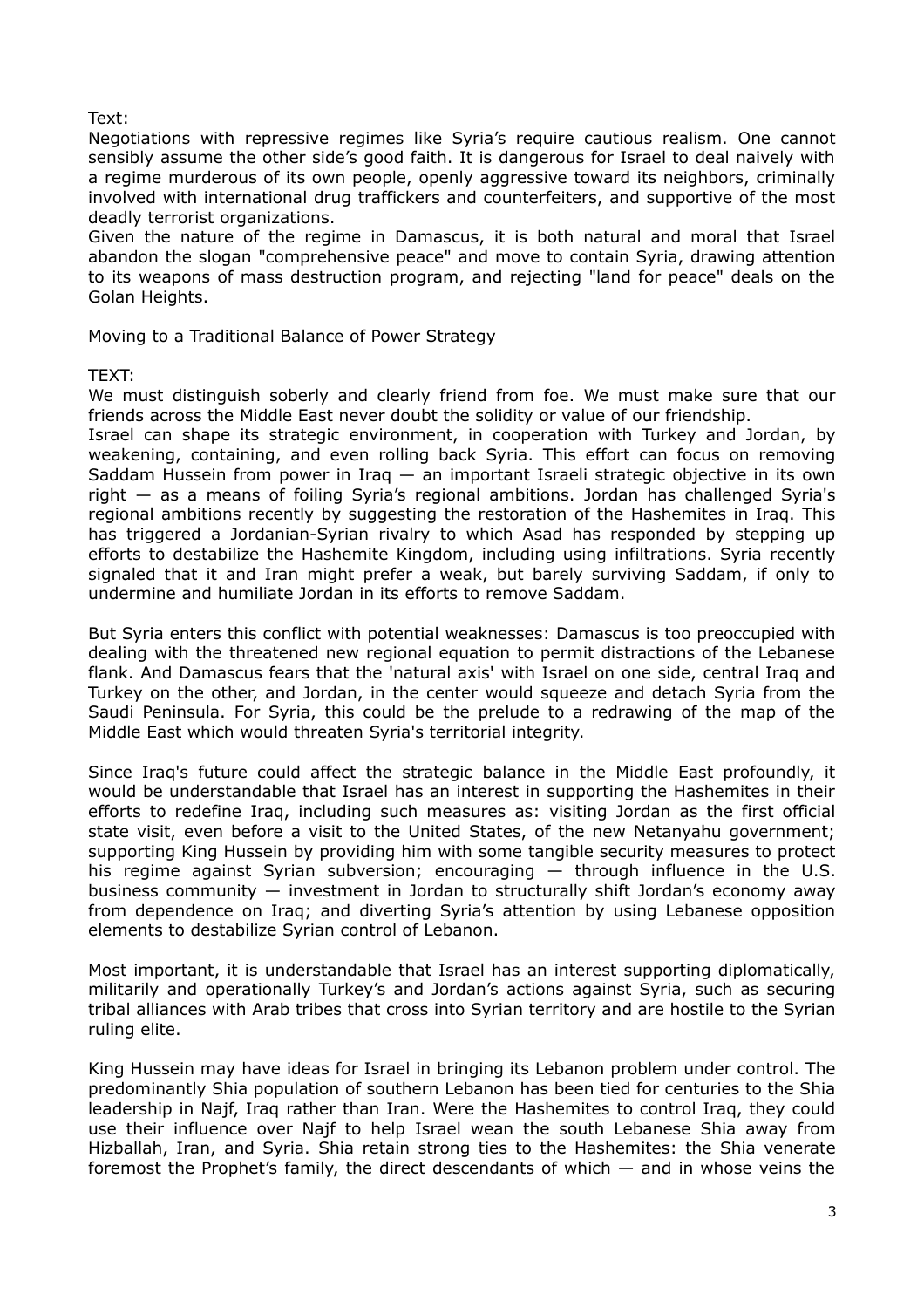Text:

Negotiations with repressive regimes like Syria's require cautious realism. One cannot sensibly assume the other side's good faith. It is dangerous for Israel to deal naively with a regime murderous of its own people, openly aggressive toward its neighbors, criminally involved with international drug traffickers and counterfeiters, and supportive of the most deadly terrorist organizations.

Given the nature of the regime in Damascus, it is both natural and moral that Israel abandon the slogan "comprehensive peace" and move to contain Syria, drawing attention to its weapons of mass destruction program, and rejecting "land for peace" deals on the Golan Heights.

Moving to a Traditional Balance of Power Strategy

TEXT:

We must distinguish soberly and clearly friend from foe. We must make sure that our friends across the Middle East never doubt the solidity or value of our friendship.

Israel can shape its strategic environment, in cooperation with Turkey and Jordan, by weakening, containing, and even rolling back Syria. This effort can focus on removing Saddam Hussein from power in Iraq — an important Israeli strategic objective in its own right — as a means of foiling Syria's regional ambitions. Jordan has challenged Syria's regional ambitions recently by suggesting the restoration of the Hashemites in Iraq. This has triggered a Jordanian-Syrian rivalry to which Asad has responded by stepping up efforts to destabilize the Hashemite Kingdom, including using infiltrations. Syria recently signaled that it and Iran might prefer a weak, but barely surviving Saddam, if only to undermine and humiliate Jordan in its efforts to remove Saddam.

But Syria enters this conflict with potential weaknesses: Damascus is too preoccupied with dealing with the threatened new regional equation to permit distractions of the Lebanese flank. And Damascus fears that the 'natural axis' with Israel on one side, central Iraq and Turkey on the other, and Jordan, in the center would squeeze and detach Syria from the Saudi Peninsula. For Syria, this could be the prelude to a redrawing of the map of the Middle East which would threaten Syria's territorial integrity.

Since Iraq's future could affect the strategic balance in the Middle East profoundly, it would be understandable that Israel has an interest in supporting the Hashemites in their efforts to redefine Iraq, including such measures as: visiting Jordan as the first official state visit, even before a visit to the United States, of the new Netanyahu government; supporting King Hussein by providing him with some tangible security measures to protect his regime against Syrian subversion; encouraging — through influence in the U.S. business community — investment in Jordan to structurally shift Jordan's economy away from dependence on Iraq; and diverting Syria's attention by using Lebanese opposition elements to destabilize Syrian control of Lebanon.

Most important, it is understandable that Israel has an interest supporting diplomatically, militarily and operationally Turkey's and Jordan's actions against Syria, such as securing tribal alliances with Arab tribes that cross into Syrian territory and are hostile to the Syrian ruling elite.

King Hussein may have ideas for Israel in bringing its Lebanon problem under control. The predominantly Shia population of southern Lebanon has been tied for centuries to the Shia leadership in Najf, Iraq rather than Iran. Were the Hashemites to control Iraq, they could use their influence over Najf to help Israel wean the south Lebanese Shia away from Hizballah, Iran, and Syria. Shia retain strong ties to the Hashemites: the Shia venerate foremost the Prophet's family, the direct descendants of which — and in whose veins the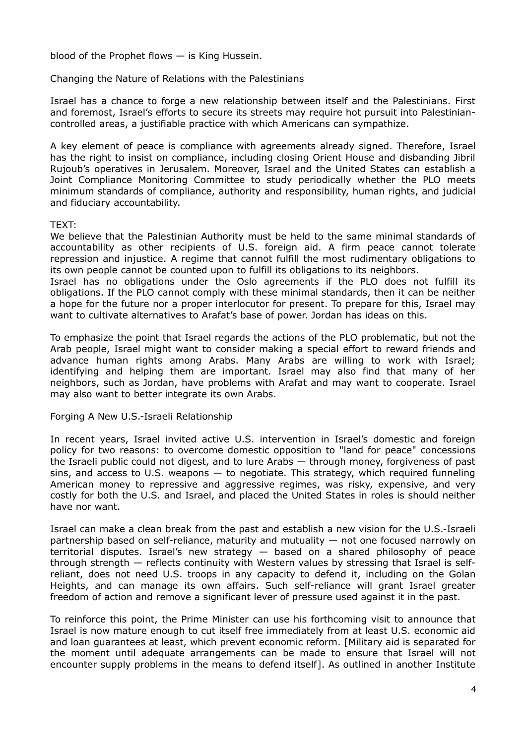blood of the Prophet flows — is King Hussein.

## Changing the Nature of Relations with the Palestinians

Israel has a chance to forge a new relationship between itself and the Palestinians. First and foremost, Israel's efforts to secure its streets may require hot pursuit into Palestinian-controlled areas, a justifiable practice with which Americans can sympathize.

A key element of peace is compliance with agreements already signed. Therefore, Israel has the right to insist on compliance, including closing Orient House and disbanding Jibril Rujoub's operatives in Jerusalem. Moreover, Israel and the United States can establish a Joint Compliance Monitoring Committee to study periodically whether the PLO meets minimum standards of compliance, authority and responsibility, human rights, and judicial and fiduciary accountability.

TEXT:
We believe that the Palestinian Authority must be held to the same minimal standards of accountability as other recipients of U.S. foreign aid. A firm peace cannot tolerate repression and injustice. A regime that cannot fulfill the most rudimentary obligations to its own people cannot be counted upon to fulfill its obligations to its neighbors.
Israel has no obligations under the Oslo agreements if the PLO does not fulfill its obligations. If the PLO cannot comply with these minimal standards, then it can be neither a hope for the future nor a proper interlocutor for present. To prepare for this, Israel may want to cultivate alternatives to Arafat's base of power. Jordan has ideas on this.

To emphasize the point that Israel regards the actions of the PLO problematic, but not the Arab people, Israel might want to consider making a special effort to reward friends and advance human rights among Arabs. Many Arabs are willing to work with Israel; identifying and helping them are important. Israel may also find that many of her neighbors, such as Jordan, have problems with Arafat and may want to cooperate. Israel may also want to better integrate its own Arabs.

## Forging A New U.S.-Israeli Relationship

In recent years, Israel invited active U.S. intervention in Israel's domestic and foreign policy for two reasons: to overcome domestic opposition to "land for peace" concessions the Israeli public could not digest, and to lure Arabs — through money, forgiveness of past sins, and access to U.S. weapons — to negotiate. This strategy, which required funneling American money to repressive and aggressive regimes, was risky, expensive, and very costly for both the U.S. and Israel, and placed the United States in roles is should neither have nor want.

Israel can make a clean break from the past and establish a new vision for the U.S.-Israeli partnership based on self-reliance, maturity and mutuality — not one focused narrowly on territorial disputes. Israel's new strategy — based on a shared philosophy of peace through strength — reflects continuity with Western values by stressing that Israel is self-reliant, does not need U.S. troops in any capacity to defend it, including on the Golan Heights, and can manage its own affairs. Such self-reliance will grant Israel greater freedom of action and remove a significant lever of pressure used against it in the past.

To reinforce this point, the Prime Minister can use his forthcoming visit to announce that Israel is now mature enough to cut itself free immediately from at least U.S. economic aid and loan guarantees at least, which prevent economic reform. [Military aid is separated for the moment until adequate arrangements can be made to ensure that Israel will not encounter supply problems in the means to defend itself]. As outlined in another Institute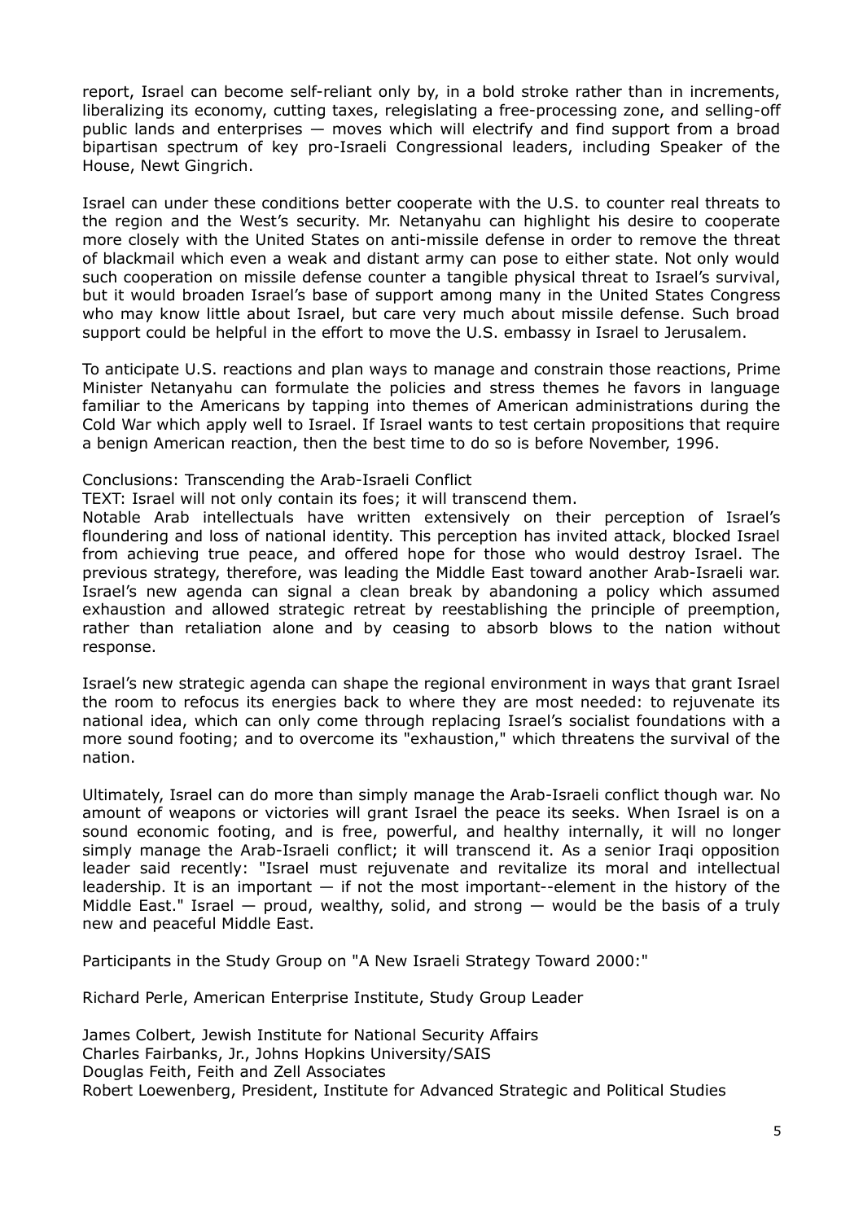report, Israel can become self-reliant only by, in a bold stroke rather than in increments, liberalizing its economy, cutting taxes, relegislating a free-processing zone, and selling-off public lands and enterprises — moves which will electrify and find support from a broad bipartisan spectrum of key pro-Israeli Congressional leaders, including Speaker of the House, Newt Gingrich.

Israel can under these conditions better cooperate with the U.S. to counter real threats to the region and the West's security. Mr. Netanyahu can highlight his desire to cooperate more closely with the United States on anti-missile defense in order to remove the threat of blackmail which even a weak and distant army can pose to either state. Not only would such cooperation on missile defense counter a tangible physical threat to Israel's survival, but it would broaden Israel's base of support among many in the United States Congress who may know little about Israel, but care very much about missile defense. Such broad support could be helpful in the effort to move the U.S. embassy in Israel to Jerusalem.

To anticipate U.S. reactions and plan ways to manage and constrain those reactions, Prime Minister Netanyahu can formulate the policies and stress themes he favors in language familiar to the Americans by tapping into themes of American administrations during the Cold War which apply well to Israel. If Israel wants to test certain propositions that require a benign American reaction, then the best time to do so is before November, 1996.

Conclusions: Transcending the Arab-Israeli Conflict

TEXT: Israel will not only contain its foes; it will transcend them.

Notable Arab intellectuals have written extensively on their perception of Israel's floundering and loss of national identity. This perception has invited attack, blocked Israel from achieving true peace, and offered hope for those who would destroy Israel. The previous strategy, therefore, was leading the Middle East toward another Arab-Israeli war. Israel's new agenda can signal a clean break by abandoning a policy which assumed exhaustion and allowed strategic retreat by reestablishing the principle of preemption, rather than retaliation alone and by ceasing to absorb blows to the nation without response.

Israel's new strategic agenda can shape the regional environment in ways that grant Israel the room to refocus its energies back to where they are most needed: to rejuvenate its national idea, which can only come through replacing Israel's socialist foundations with a more sound footing; and to overcome its "exhaustion," which threatens the survival of the nation.

Ultimately, Israel can do more than simply manage the Arab-Israeli conflict though war. No amount of weapons or victories will grant Israel the peace its seeks. When Israel is on a sound economic footing, and is free, powerful, and healthy internally, it will no longer simply manage the Arab-Israeli conflict; it will transcend it. As a senior Iraqi opposition leader said recently: "Israel must rejuvenate and revitalize its moral and intellectual leadership. It is an important — if not the most important--element in the history of the Middle East." Israel — proud, wealthy, solid, and strong — would be the basis of a truly new and peaceful Middle East.

Participants in the Study Group on "A New Israeli Strategy Toward 2000:"

Richard Perle, American Enterprise Institute, Study Group Leader

James Colbert, Jewish Institute for National Security Affairs
Charles Fairbanks, Jr., Johns Hopkins University/SAIS
Douglas Feith, Feith and Zell Associates
Robert Loewenberg, President, Institute for Advanced Strategic and Political Studies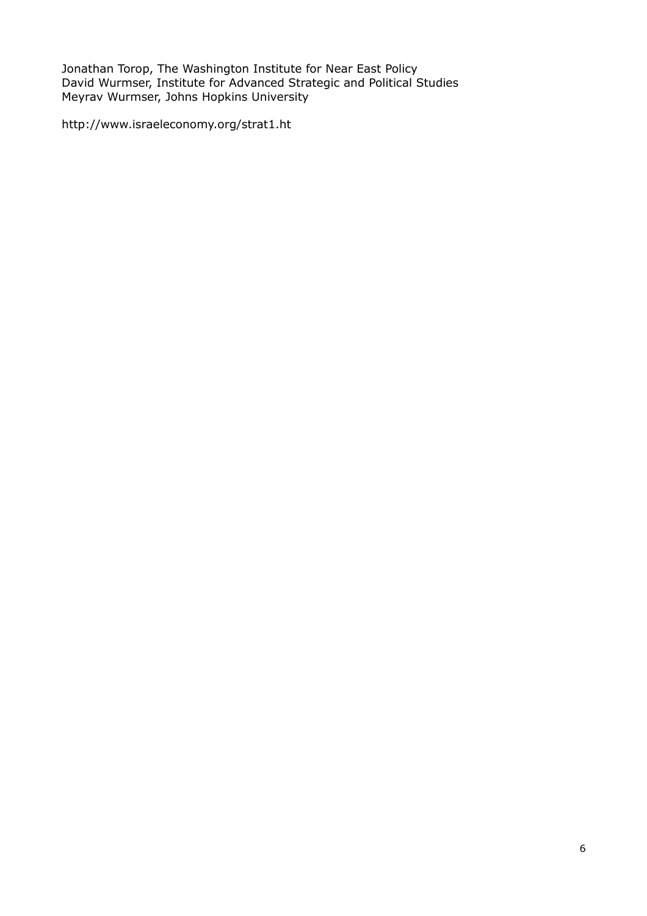Jonathan Torop, The Washington Institute for Near East Policy
David Wurmser, Institute for Advanced Strategic and Political Studies
Meyrav Wurmser, Johns Hopkins University

http://www.israeleconomy.org/strat1.ht